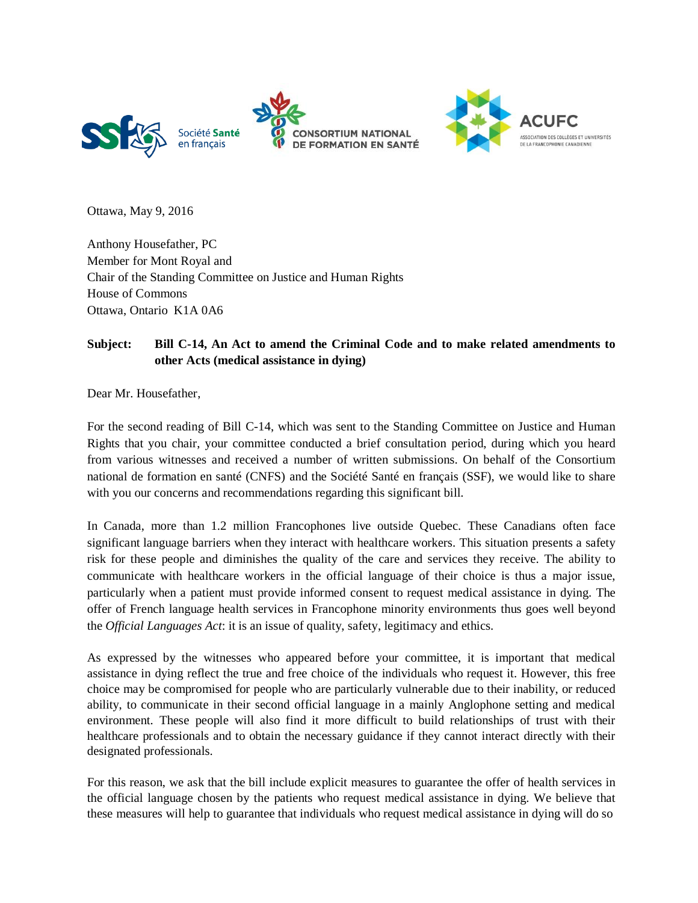Société **Santé** en français

CONSORTIUM NATIONAL DE FORMATION EN SANTÉ

ACUFC ASSOCIATION DES COLLÈGES ET UNIVERSITÉS DE LA FRANCOPHONIE CANADIENNE

Ottawa, May 9, 2016

Anthony Housefather, PC
Member for Mont Royal and
Chair of the Standing Committee on Justice and Human Rights
House of Commons
Ottawa, Ontario K1A 0A6

**Subject: Bill C-14, An Act to amend the Criminal Code and to make related amendments to other Acts (medical assistance in dying)**

Dear Mr. Housefather,

For the second reading of Bill C-14, which was sent to the Standing Committee on Justice and Human Rights that you chair, your committee conducted a brief consultation period, during which you heard from various witnesses and received a number of written submissions. On behalf of the Consortium national de formation en santé (CNFS) and the Société Santé en français (SSF), we would like to share with you our concerns and recommendations regarding this significant bill.

In Canada, more than 1.2 million Francophones live outside Quebec. These Canadians often face significant language barriers when they interact with healthcare workers. This situation presents a safety risk for these people and diminishes the quality of the care and services they receive. The ability to communicate with healthcare workers in the official language of their choice is thus a major issue, particularly when a patient must provide informed consent to request medical assistance in dying. The offer of French language health services in Francophone minority environments thus goes well beyond the *Official Languages Act*: it is an issue of quality, safety, legitimacy and ethics.

As expressed by the witnesses who appeared before your committee, it is important that medical assistance in dying reflect the true and free choice of the individuals who request it. However, this free choice may be compromised for people who are particularly vulnerable due to their inability, or reduced ability, to communicate in their second official language in a mainly Anglophone setting and medical environment. These people will also find it more difficult to build relationships of trust with their healthcare professionals and to obtain the necessary guidance if they cannot interact directly with their designated professionals.

For this reason, we ask that the bill include explicit measures to guarantee the offer of health services in the official language chosen by the patients who request medical assistance in dying. We believe that these measures will help to guarantee that individuals who request medical assistance in dying will do so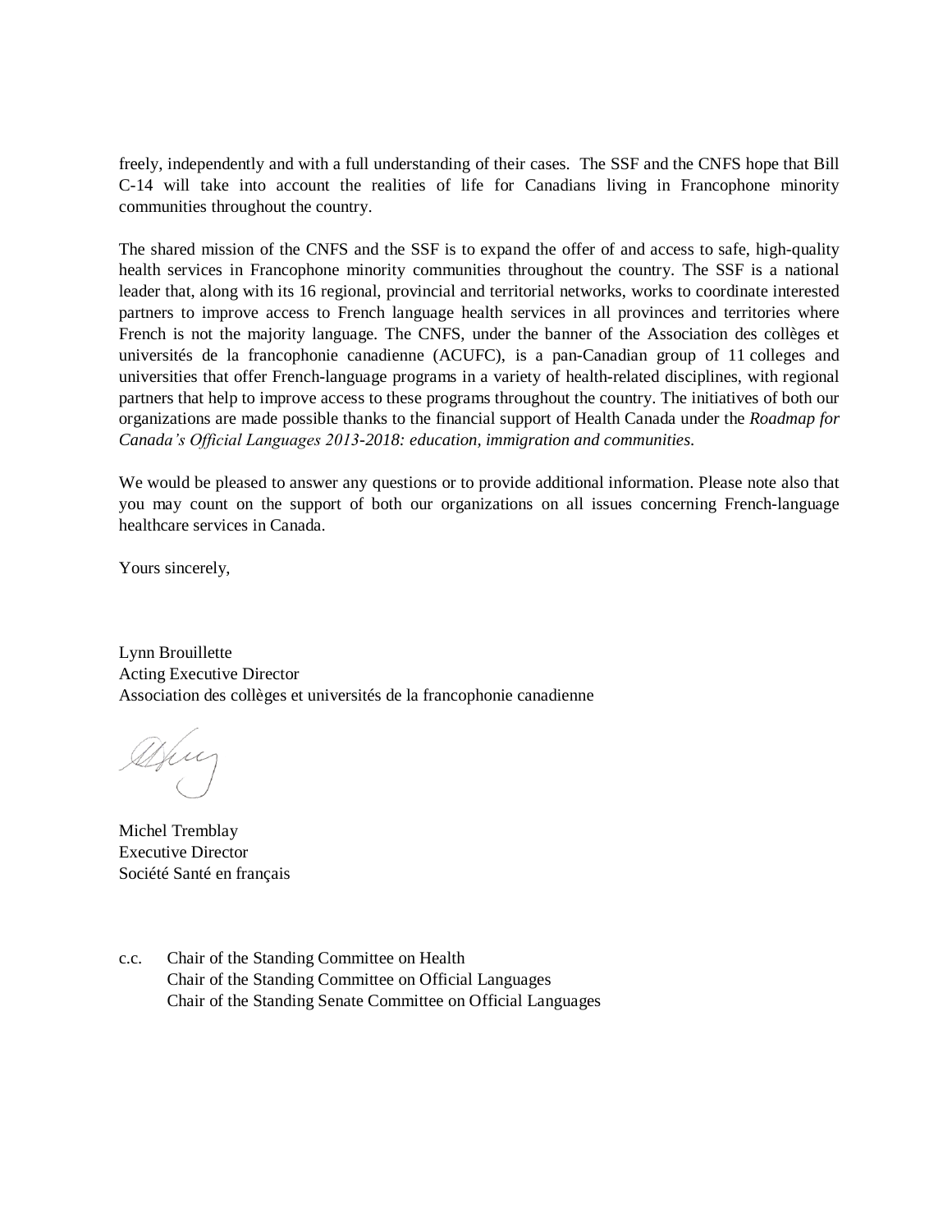freely, independently and with a full understanding of their cases. The SSF and the CNFS hope that Bill C-14 will take into account the realities of life for Canadians living in Francophone minority communities throughout the country.

The shared mission of the CNFS and the SSF is to expand the offer of and access to safe, high-quality health services in Francophone minority communities throughout the country. The SSF is a national leader that, along with its 16 regional, provincial and territorial networks, works to coordinate interested partners to improve access to French language health services in all provinces and territories where French is not the majority language. The CNFS, under the banner of the Association des collèges et universités de la francophonie canadienne (ACUFC), is a pan-Canadian group of 11 colleges and universities that offer French-language programs in a variety of health-related disciplines, with regional partners that help to improve access to these programs throughout the country. The initiatives of both our organizations are made possible thanks to the financial support of Health Canada under the *Roadmap for Canada's Official Languages 2013-2018: education, immigration and communities.*

We would be pleased to answer any questions or to provide additional information. Please note also that you may count on the support of both our organizations on all issues concerning French-language healthcare services in Canada.

Yours sincerely,

Lynn Brouillette
Acting Executive Director
Association des collèges et universités de la francophonie canadienne

Michel Tremblay
Executive Director
Société Santé en français

c.c. Chair of the Standing Committee on Health
Chair of the Standing Committee on Official Languages
Chair of the Standing Senate Committee on Official Languages